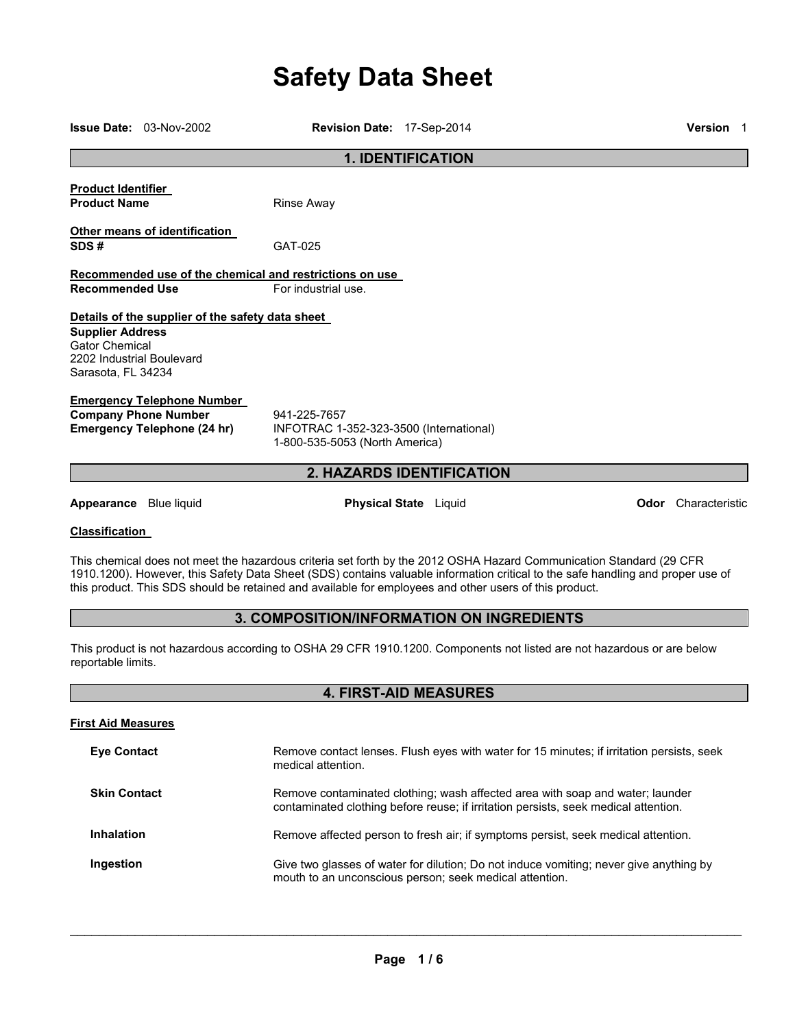# Safety Data Sheet

**Issue Date:** 03-Nov-2002 **Revision Date:** 17-Sep-2014 **Version** 1

## 1. IDENTIFICATION

**Product Identifier**

**Product Name** Rinse Away

**Other means of identification**

**SDS #** GAT-025

**Recommended use of the chemical and restrictions on use**

**Recommended Use** For industrial use.

**Details of the supplier of the safety data sheet**

**Supplier Address**
Gator Chemical
2202 Industrial Boulevard
Sarasota, FL 34234

**Emergency Telephone Number**

**Company Phone Number** 941-225-7657

**Emergency Telephone (24 hr)** INFOTRAC 1-352-323-3500 (International)
1-800-535-5053 (North America)

## 2. HAZARDS IDENTIFICATION

**Appearance** Blue liquid **Physical State** Liquid **Odor** Characteristic

**Classification**

This chemical does not meet the hazardous criteria set forth by the 2012 OSHA Hazard Communication Standard (29 CFR 1910.1200). However, this Safety Data Sheet (SDS) contains valuable information critical to the safe handling and proper use of this product. This SDS should be retained and available for employees and other users of this product.

## 3. COMPOSITION/INFORMATION ON INGREDIENTS

This product is not hazardous according to OSHA 29 CFR 1910.1200. Components not listed are not hazardous or are below reportable limits.

## 4. FIRST-AID MEASURES

**First Aid Measures**

**Eye Contact** Remove contact lenses. Flush eyes with water for 15 minutes; if irritation persists, seek medical attention.

**Skin Contact** Remove contaminated clothing; wash affected area with soap and water; launder contaminated clothing before reuse; if irritation persists, seek medical attention.

**Inhalation** Remove affected person to fresh air; if symptoms persist, seek medical attention.

**Ingestion** Give two glasses of water for dilution; Do not induce vomiting; never give anything by mouth to an unconscious person; seek medical attention.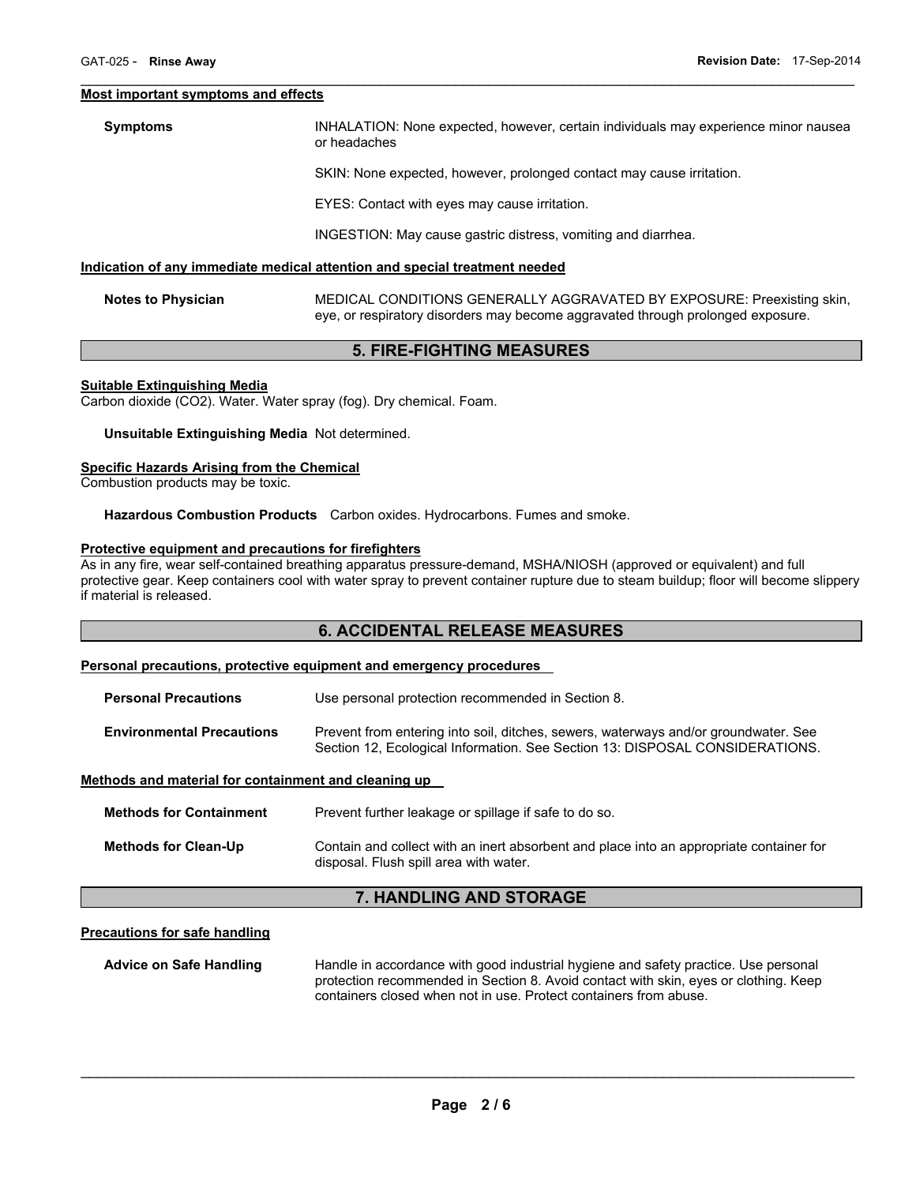#### Most important symptoms and effects

**Symptoms**

INHALATION: None expected, however, certain individuals may experience minor nausea or headaches

SKIN: None expected, however, prolonged contact may cause irritation.

EYES: Contact with eyes may cause irritation.

INGESTION: May cause gastric distress, vomiting and diarrhea.

#### Indication of any immediate medical attention and special treatment needed

**Notes to Physician**

MEDICAL CONDITIONS GENERALLY AGGRAVATED BY EXPOSURE: Preexisting skin, eye, or respiratory disorders may become aggravated through prolonged exposure.

## 5. FIRE-FIGHTING MEASURES

#### Suitable Extinguishing Media

Carbon dioxide ($CO_2$). Water. Water spray (fog). Dry chemical. Foam.

**Unsuitable Extinguishing Media** Not determined.

#### Specific Hazards Arising from the Chemical

Combustion products may be toxic.

**Hazardous Combustion Products** Carbon oxides. Hydrocarbons. Fumes and smoke.

#### Protective equipment and precautions for firefighters

As in any fire, wear self-contained breathing apparatus pressure-demand, MSHA/NIOSH (approved or equivalent) and full protective gear. Keep containers cool with water spray to prevent container rupture due to steam buildup; floor will become slippery if material is released.

## 6. ACCIDENTAL RELEASE MEASURES

#### Personal precautions, protective equipment and emergency procedures

**Personal Precautions**

Use personal protection recommended in Section 8.

**Environmental Precautions**

Prevent from entering into soil, ditches, sewers, waterways and/or groundwater. See Section 12, Ecological Information. See Section 13: DISPOSAL CONSIDERATIONS.

#### Methods and material for containment and cleaning up

**Methods for Containment**

Prevent further leakage or spillage if safe to do so.

**Methods for Clean-Up**

Contain and collect with an inert absorbent and place into an appropriate container for disposal. Flush spill area with water.

## 7. HANDLING AND STORAGE

#### Precautions for safe handling

**Advice on Safe Handling**

Handle in accordance with good industrial hygiene and safety practice. Use personal protection recommended in Section 8. Avoid contact with skin, eyes or clothing. Keep containers closed when not in use. Protect containers from abuse.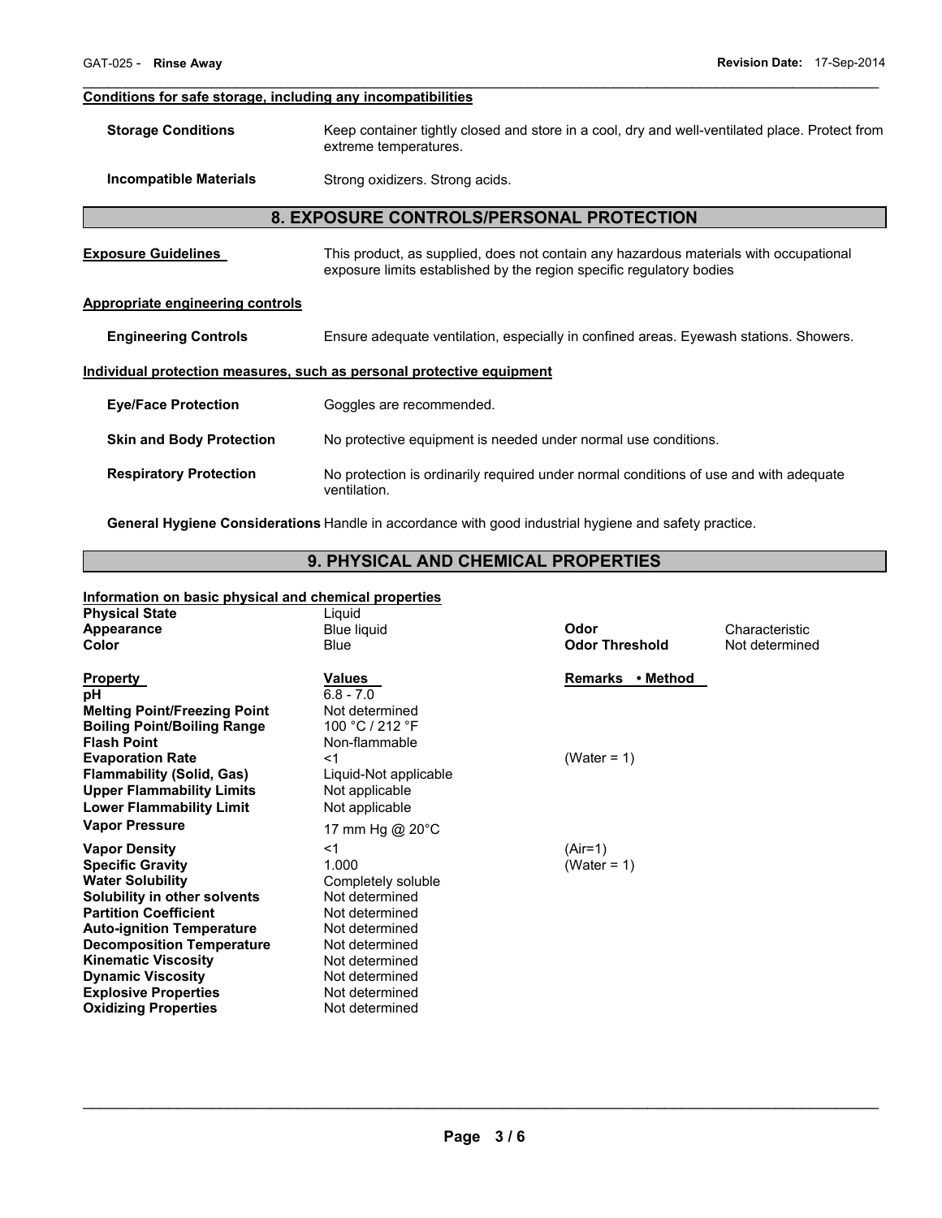**Conditions for safe storage, including any incompatibilities**

**Storage Conditions** Keep container tightly closed and store in a cool, dry and well-ventilated place. Protect from extreme temperatures.

**Incompatible Materials** Strong oxidizers. Strong acids.

## 8. EXPOSURE CONTROLS/PERSONAL PROTECTION

**Exposure Guidelines** This product, as supplied, does not contain any hazardous materials with occupational exposure limits established by the region specific regulatory bodies

**Appropriate engineering controls**

**Engineering Controls** Ensure adequate ventilation, especially in confined areas. Eyewash stations. Showers.

**Individual protection measures, such as personal protective equipment**

**Eye/Face Protection** Goggles are recommended.

**Skin and Body Protection** No protective equipment is needed under normal use conditions.

**Respiratory Protection** No protection is ordinarily required under normal conditions of use and with adequate ventilation.

**General Hygiene Considerations** Handle in accordance with good industrial hygiene and safety practice.

## 9. PHYSICAL AND CHEMICAL PROPERTIES

**Information on basic physical and chemical properties**

| | | | |
|---|---|---|---|
| **Physical State** | Liquid | | |
| **Appearance** | Blue liquid | **Odor** | Characteristic |
| **Color** | Blue | **Odor Threshold** | Not determined |

| **Property** | **Values** | **Remarks • Method** |
|---|---|---|
| **pH** | 6.8 - 7.0 | |
| **Melting Point/Freezing Point** | Not determined | |
| **Boiling Point/Boiling Range** | 100 °C / 212 °F | |
| **Flash Point** | Non-flammable | |
| **Evaporation Rate** | <1 | (Water = 1) |
| **Flammability (Solid, Gas)** | Liquid-Not applicable | |
| **Upper Flammability Limits** | Not applicable | |
| **Lower Flammability Limit** | Not applicable | |
| **Vapor Pressure** | 17 mm Hg @ 20°C | |
| **Vapor Density** | <1 | (Air=1) |
| **Specific Gravity** | 1.000 | (Water = 1) |
| **Water Solubility** | Completely soluble | |
| **Solubility in other solvents** | Not determined | |
| **Partition Coefficient** | Not determined | |
| **Auto-ignition Temperature** | Not determined | |
| **Decomposition Temperature** | Not determined | |
| **Kinematic Viscosity** | Not determined | |
| **Dynamic Viscosity** | Not determined | |
| **Explosive Properties** | Not determined | |
| **Oxidizing Properties** | Not determined | |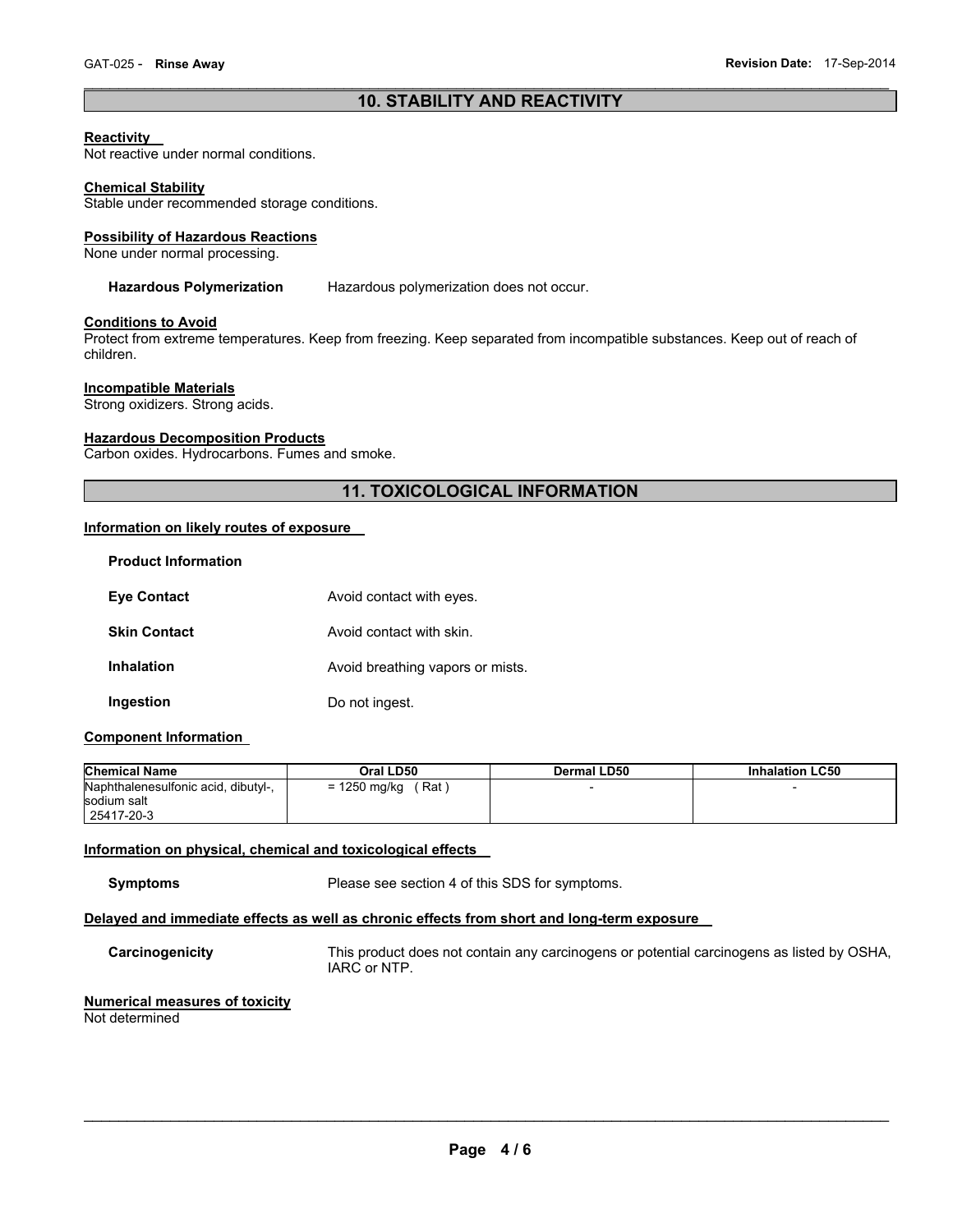## 10. STABILITY AND REACTIVITY

**Reactivity**
Not reactive under normal conditions.

**Chemical Stability**
Stable under recommended storage conditions.

**Possibility of Hazardous Reactions**
None under normal processing.

**Hazardous Polymerization** Hazardous polymerization does not occur.

**Conditions to Avoid**
Protect from extreme temperatures. Keep from freezing. Keep separated from incompatible substances. Keep out of reach of children.

**Incompatible Materials**
Strong oxidizers. Strong acids.

**Hazardous Decomposition Products**
Carbon oxides. Hydrocarbons. Fumes and smoke.

## 11. TOXICOLOGICAL INFORMATION

**Information on likely routes of exposure**

**Product Information**

**Eye Contact** Avoid contact with eyes.

**Skin Contact** Avoid contact with skin.

**Inhalation** Avoid breathing vapors or mists.

**Ingestion** Do not ingest.

**Component Information**

| Chemical Name | Oral LD50 | Dermal LD50 | Inhalation LC50 |
|---|---|---|---|
| Naphthalenesulfonic acid, dibutyl-, sodium salt 25417-20-3 | = 1250 mg/kg ( Rat ) | - | - |

**Information on physical, chemical and toxicological effects**

**Symptoms** Please see section 4 of this SDS for symptoms.

**Delayed and immediate effects as well as chronic effects from short and long-term exposure**

**Carcinogenicity** This product does not contain any carcinogens or potential carcinogens as listed by OSHA, IARC or NTP.

**Numerical measures of toxicity**
Not determined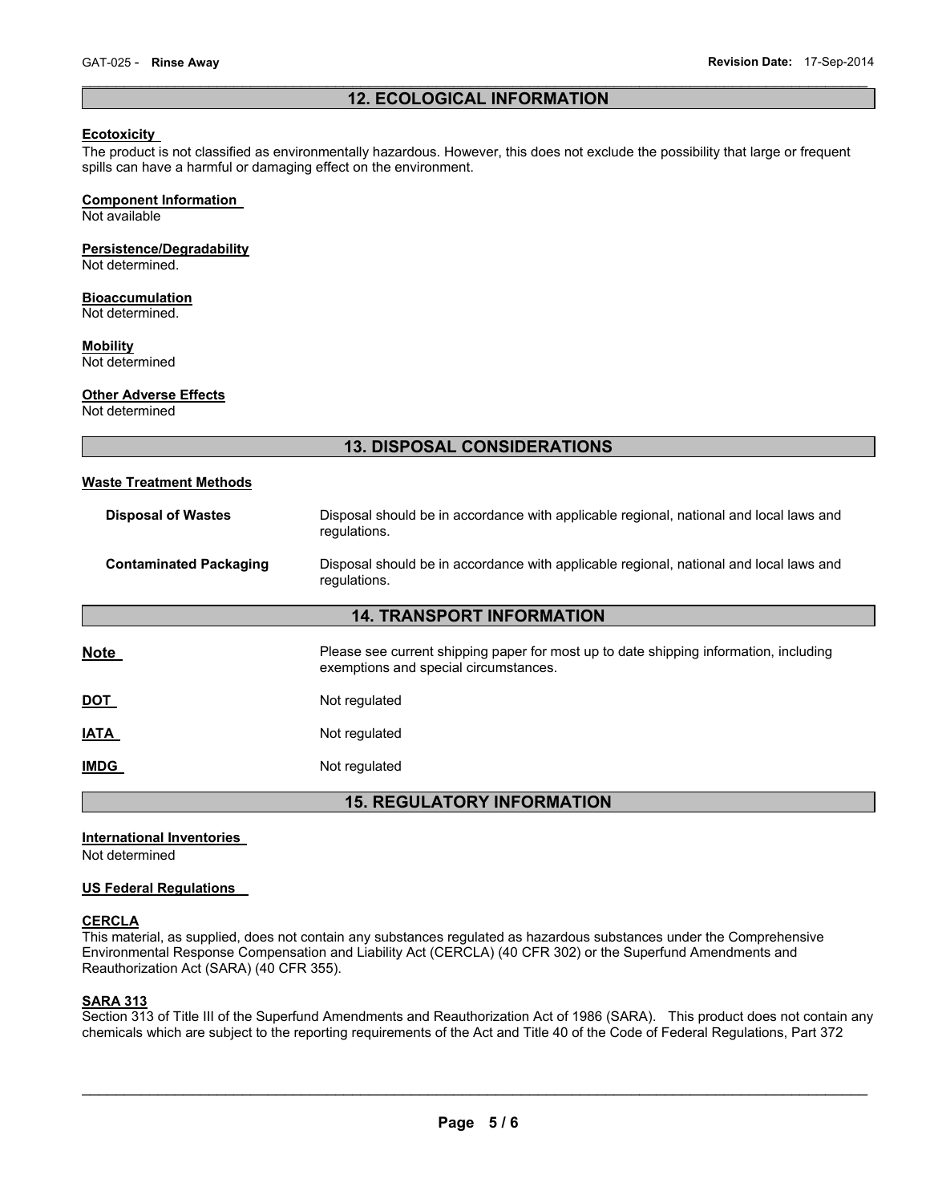## 12. ECOLOGICAL INFORMATION

**Ecotoxicity**
The product is not classified as environmentally hazardous. However, this does not exclude the possibility that large or frequent spills can have a harmful or damaging effect on the environment.

**Component Information**
Not available

**Persistence/Degradability**
Not determined.

**Bioaccumulation**
Not determined.

**Mobility**
Not determined

**Other Adverse Effects**
Not determined

## 13. DISPOSAL CONSIDERATIONS

**Waste Treatment Methods**

| | |
|---|---|
| **Disposal of Wastes** | Disposal should be in accordance with applicable regional, national and local laws and regulations. |
| **Contaminated Packaging** | Disposal should be in accordance with applicable regional, national and local laws and regulations. |

## 14. TRANSPORT INFORMATION

| | |
|---|---|
| **Note** | Please see current shipping paper for most up to date shipping information, including exemptions and special circumstances. |
| **DOT** | Not regulated |
| **IATA** | Not regulated |
| **IMDG** | Not regulated |

## 15. REGULATORY INFORMATION

**International Inventories**
Not determined

**US Federal Regulations**

**CERCLA**
This material, as supplied, does not contain any substances regulated as hazardous substances under the Comprehensive Environmental Response Compensation and Liability Act (CERCLA) (40 CFR 302) or the Superfund Amendments and Reauthorization Act (SARA) (40 CFR 355).

**SARA 313**
Section 313 of Title III of the Superfund Amendments and Reauthorization Act of 1986 (SARA). This product does not contain any chemicals which are subject to the reporting requirements of the Act and Title 40 of the Code of Federal Regulations, Part 372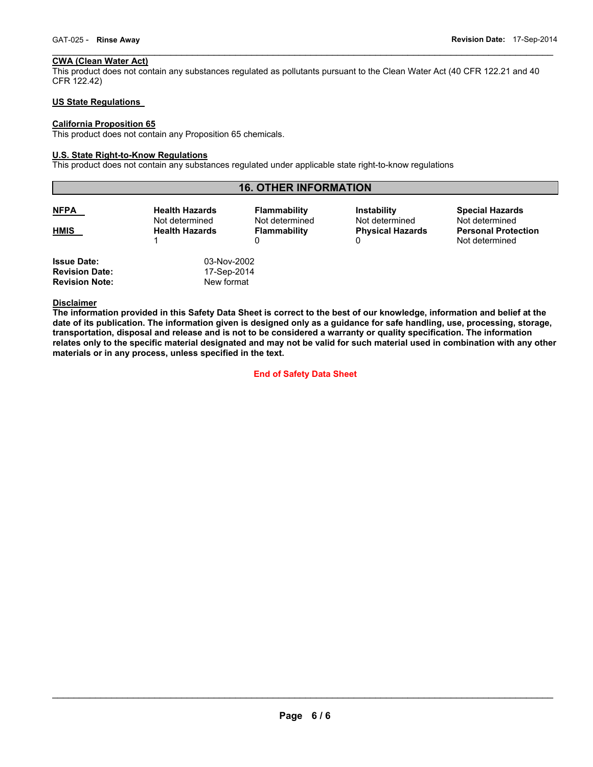#### CWA (Clean Water Act)

This product does not contain any substances regulated as pollutants pursuant to the Clean Water Act (40 CFR 122.21 and 40 CFR 122.42)

#### US State Regulations

#### California Proposition 65

This product does not contain any Proposition 65 chemicals.

#### U.S. State Right-to-Know Regulations

This product does not contain any substances regulated under applicable state right-to-know regulations

## 16. OTHER INFORMATION

| | | | | |
|---|---|---|---|---|
| **NFPA** | **Health Hazards**<br>Not determined | **Flammability**<br>Not determined | **Instability**<br>Not determined | **Special Hazards**<br>Not determined |
| **HMIS** | **Health Hazards**<br>1 | **Flammability**<br>0 | **Physical Hazards**<br>0 | **Personal Protection**<br>Not determined |

| | |
|---|---|
| **Issue Date:** | 03-Nov-2002 |
| **Revision Date:** | 17-Sep-2014 |
| **Revision Note:** | New format |

#### Disclaimer

**The information provided in this Safety Data Sheet is correct to the best of our knowledge, information and belief at the date of its publication. The information given is designed only as a guidance for safe handling, use, processing, storage, transportation, disposal and release and is not to be considered a warranty or quality specification. The information relates only to the specific material designated and may not be valid for such material used in combination with any other materials or in any process, unless specified in the text.**

**End of Safety Data Sheet**